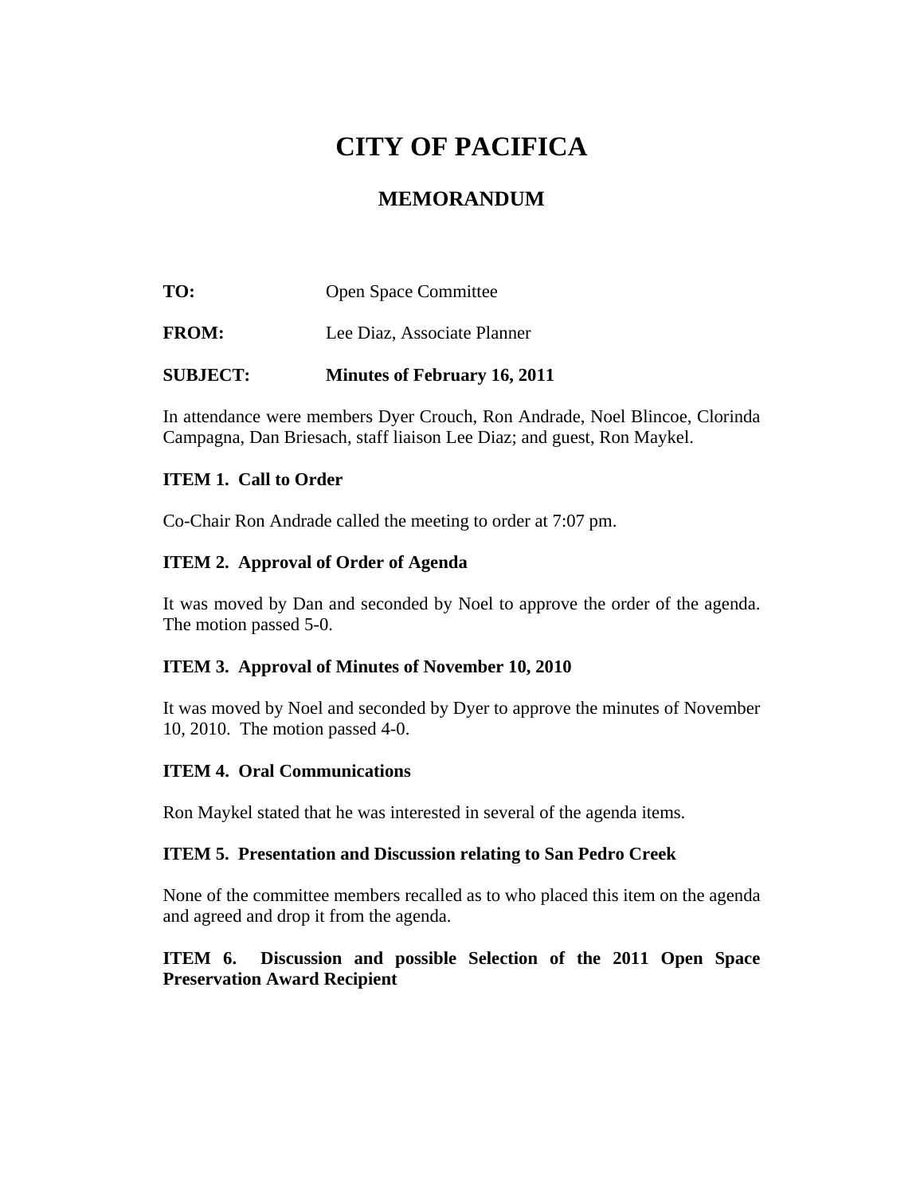# CITY OF PACIFICA

## MEMORANDUM

**TO:** Open Space Committee

**FROM:** Lee Diaz, Associate Planner

**SUBJECT: Minutes of February 16, 2011**

In attendance were members Dyer Crouch, Ron Andrade, Noel Blincoe, Clorinda Campagna, Dan Briesach, staff liaison Lee Diaz; and guest, Ron Maykel.

**ITEM 1. Call to Order**

Co-Chair Ron Andrade called the meeting to order at 7:07 pm.

**ITEM 2. Approval of Order of Agenda**

It was moved by Dan and seconded by Noel to approve the order of the agenda. The motion passed 5-0.

**ITEM 3. Approval of Minutes of November 10, 2010**

It was moved by Noel and seconded by Dyer to approve the minutes of November 10, 2010. The motion passed 4-0.

**ITEM 4. Oral Communications**

Ron Maykel stated that he was interested in several of the agenda items.

**ITEM 5. Presentation and Discussion relating to San Pedro Creek**

None of the committee members recalled as to who placed this item on the agenda and agreed and drop it from the agenda.

**ITEM 6. Discussion and possible Selection of the 2011 Open Space Preservation Award Recipient**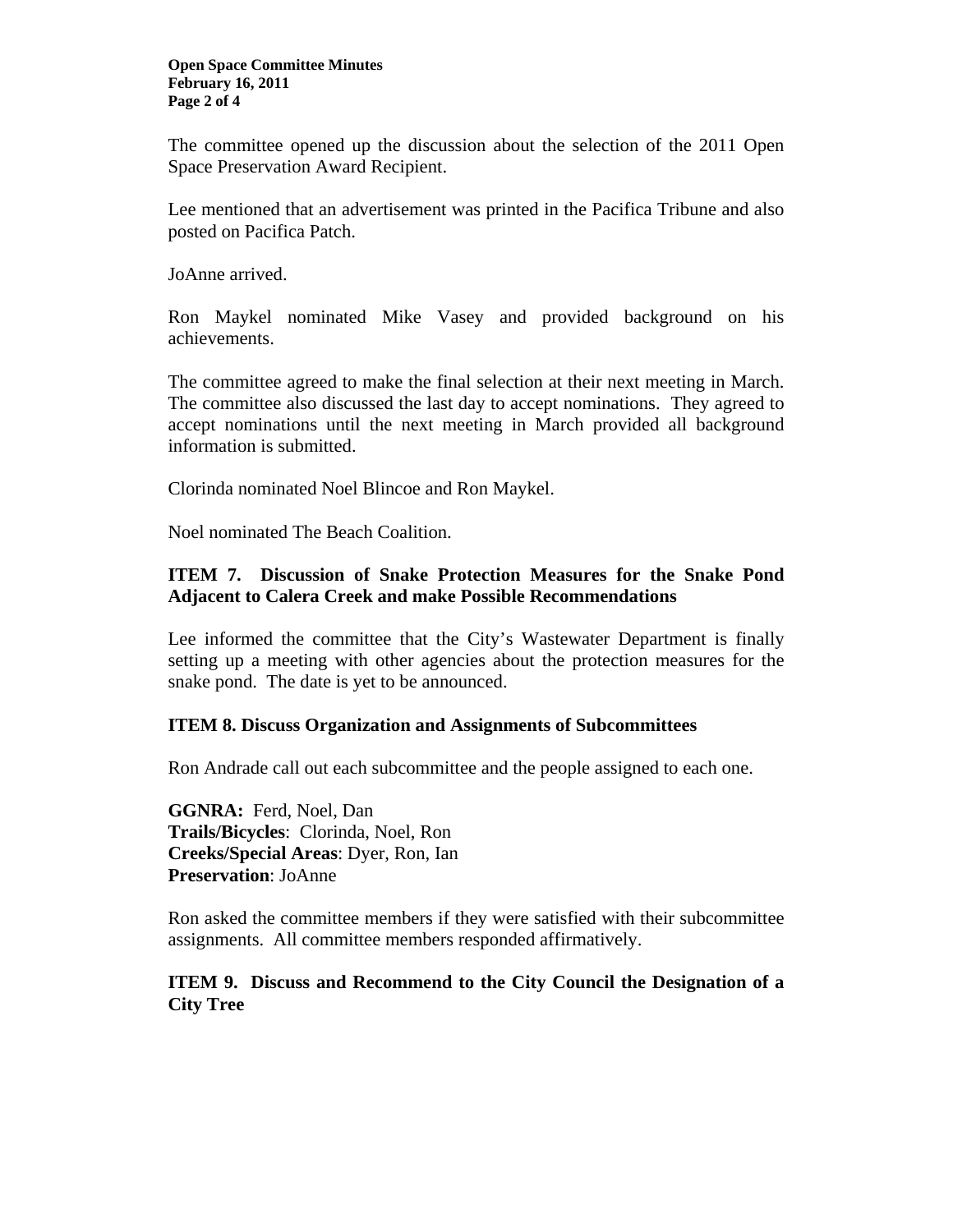The committee opened up the discussion about the selection of the 2011 Open Space Preservation Award Recipient.

Lee mentioned that an advertisement was printed in the Pacifica Tribune and also posted on Pacifica Patch.

JoAnne arrived.

Ron Maykel nominated Mike Vasey and provided background on his achievements.

The committee agreed to make the final selection at their next meeting in March. The committee also discussed the last day to accept nominations. They agreed to accept nominations until the next meeting in March provided all background information is submitted.

Clorinda nominated Noel Blincoe and Ron Maykel.

Noel nominated The Beach Coalition.

**ITEM 7. Discussion of Snake Protection Measures for the Snake Pond Adjacent to Calera Creek and make Possible Recommendations**

Lee informed the committee that the City's Wastewater Department is finally setting up a meeting with other agencies about the protection measures for the snake pond. The date is yet to be announced.

**ITEM 8. Discuss Organization and Assignments of Subcommittees**

Ron Andrade call out each subcommittee and the people assigned to each one.

**GGNRA:** Ferd, Noel, Dan
**Trails/Bicycles**: Clorinda, Noel, Ron
**Creeks/Special Areas**: Dyer, Ron, Ian
**Preservation**: JoAnne

Ron asked the committee members if they were satisfied with their subcommittee assignments. All committee members responded affirmatively.

**ITEM 9. Discuss and Recommend to the City Council the Designation of a City Tree**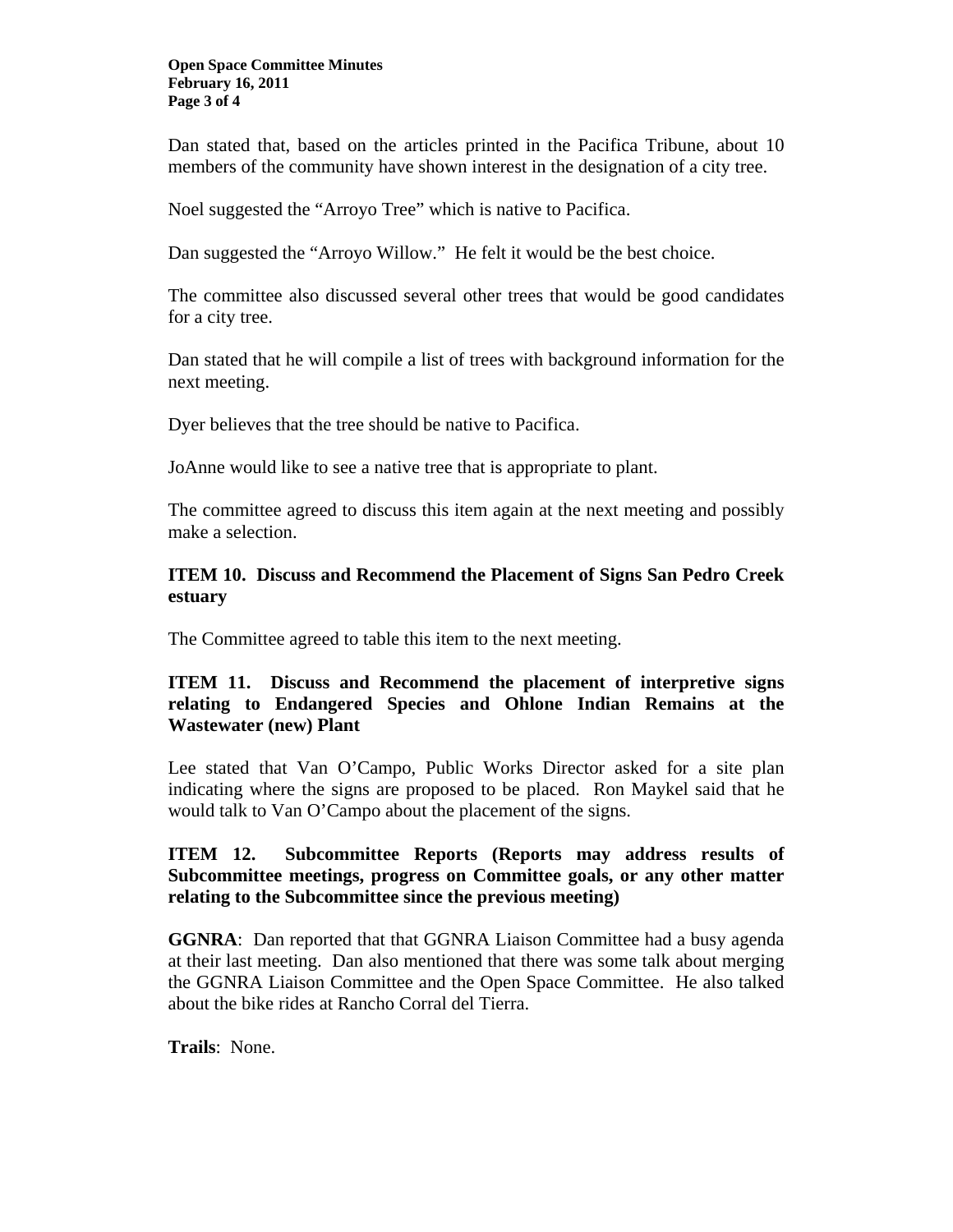Dan stated that, based on the articles printed in the Pacifica Tribune, about 10 members of the community have shown interest in the designation of a city tree.

Noel suggested the "Arroyo Tree" which is native to Pacifica.

Dan suggested the "Arroyo Willow." He felt it would be the best choice.

The committee also discussed several other trees that would be good candidates for a city tree.

Dan stated that he will compile a list of trees with background information for the next meeting.

Dyer believes that the tree should be native to Pacifica.

JoAnne would like to see a native tree that is appropriate to plant.

The committee agreed to discuss this item again at the next meeting and possibly make a selection.

**ITEM 10. Discuss and Recommend the Placement of Signs San Pedro Creek estuary**

The Committee agreed to table this item to the next meeting.

**ITEM 11. Discuss and Recommend the placement of interpretive signs relating to Endangered Species and Ohlone Indian Remains at the Wastewater (new) Plant**

Lee stated that Van O'Campo, Public Works Director asked for a site plan indicating where the signs are proposed to be placed. Ron Maykel said that he would talk to Van O'Campo about the placement of the signs.

**ITEM 12. Subcommittee Reports (Reports may address results of Subcommittee meetings, progress on Committee goals, or any other matter relating to the Subcommittee since the previous meeting)**

**GGNRA**: Dan reported that that GGNRA Liaison Committee had a busy agenda at their last meeting. Dan also mentioned that there was some talk about merging the GGNRA Liaison Committee and the Open Space Committee. He also talked about the bike rides at Rancho Corral del Tierra.

**Trails**: None.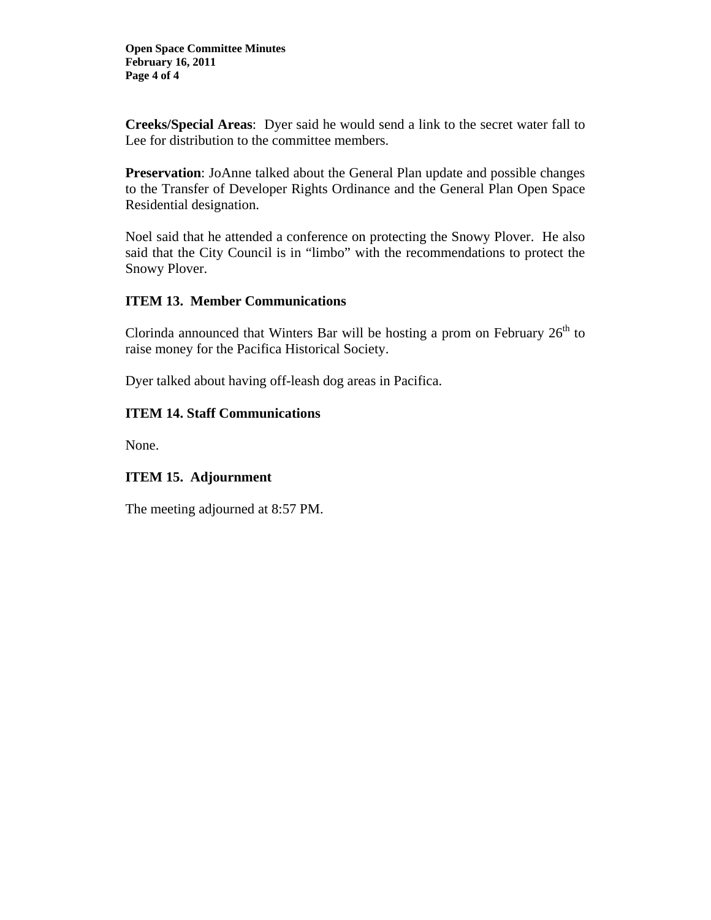**Creeks/Special Areas**: Dyer said he would send a link to the secret water fall to Lee for distribution to the committee members.

**Preservation**: JoAnne talked about the General Plan update and possible changes to the Transfer of Developer Rights Ordinance and the General Plan Open Space Residential designation.

Noel said that he attended a conference on protecting the Snowy Plover. He also said that the City Council is in "limbo" with the recommendations to protect the Snowy Plover.

## ITEM 13. Member Communications

Clorinda announced that Winters Bar will be hosting a prom on February 26th to raise money for the Pacifica Historical Society.

Dyer talked about having off-leash dog areas in Pacifica.

## ITEM 14. Staff Communications

None.

## ITEM 15. Adjournment

The meeting adjourned at 8:57 PM.